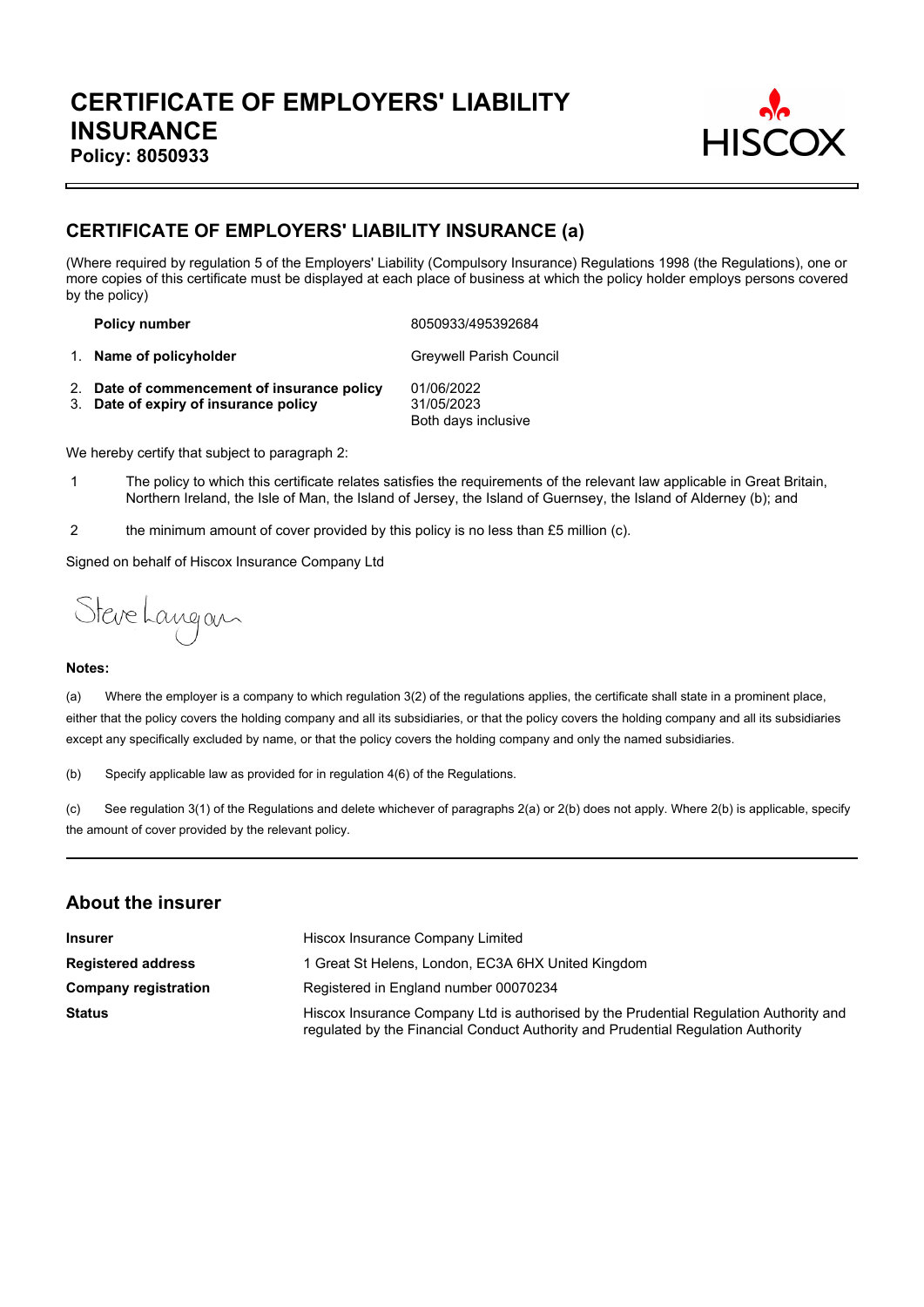# CERTIFICATE OF EMPLOYERS' LIABILITY INSURANCE

**Policy: 8050933**

HISCOX

## CERTIFICATE OF EMPLOYERS' LIABILITY INSURANCE (a)

(Where required by regulation 5 of the Employers' Liability (Compulsory Insurance) Regulations 1998 (the Regulations), one or more copies of this certificate must be displayed at each place of business at which the policy holder employs persons covered by the policy)

| | |
|---|---|
| **Policy number** | 8050933/495392684 |
| 1. **Name of policyholder** | Greywell Parish Council |
| 2. **Date of commencement of insurance policy** | 01/06/2022 |
| 3. **Date of expiry of insurance policy** | 31/05/2023 |
| | Both days inclusive |

We hereby certify that subject to paragraph 2:

1. The policy to which this certificate relates satisfies the requirements of the relevant law applicable in Great Britain, Northern Ireland, the Isle of Man, the Island of Jersey, the Island of Guernsey, the Island of Alderney (b); and

2. the minimum amount of cover provided by this policy is no less than £5 million (c).

Signed on behalf of Hiscox Insurance Company Ltd

Steve Langan

**Notes:**

(a) Where the employer is a company to which regulation 3(2) of the regulations applies, the certificate shall state in a prominent place, either that the policy covers the holding company and all its subsidiaries, or that the policy covers the holding company and all its subsidiaries except any specifically excluded by name, or that the policy covers the holding company and only the named subsidiaries.

(b) Specify applicable law as provided for in regulation 4(6) of the Regulations.

(c) See regulation 3(1) of the Regulations and delete whichever of paragraphs 2(a) or 2(b) does not apply. Where 2(b) is applicable, specify the amount of cover provided by the relevant policy.

## About the insurer

| | |
|---|---|
| **Insurer** | Hiscox Insurance Company Limited |
| **Registered address** | 1 Great St Helens, London, EC3A 6HX United Kingdom |
| **Company registration** | Registered in England number 00070234 |
| **Status** | Hiscox Insurance Company Ltd is authorised by the Prudential Regulation Authority and regulated by the Financial Conduct Authority and Prudential Regulation Authority |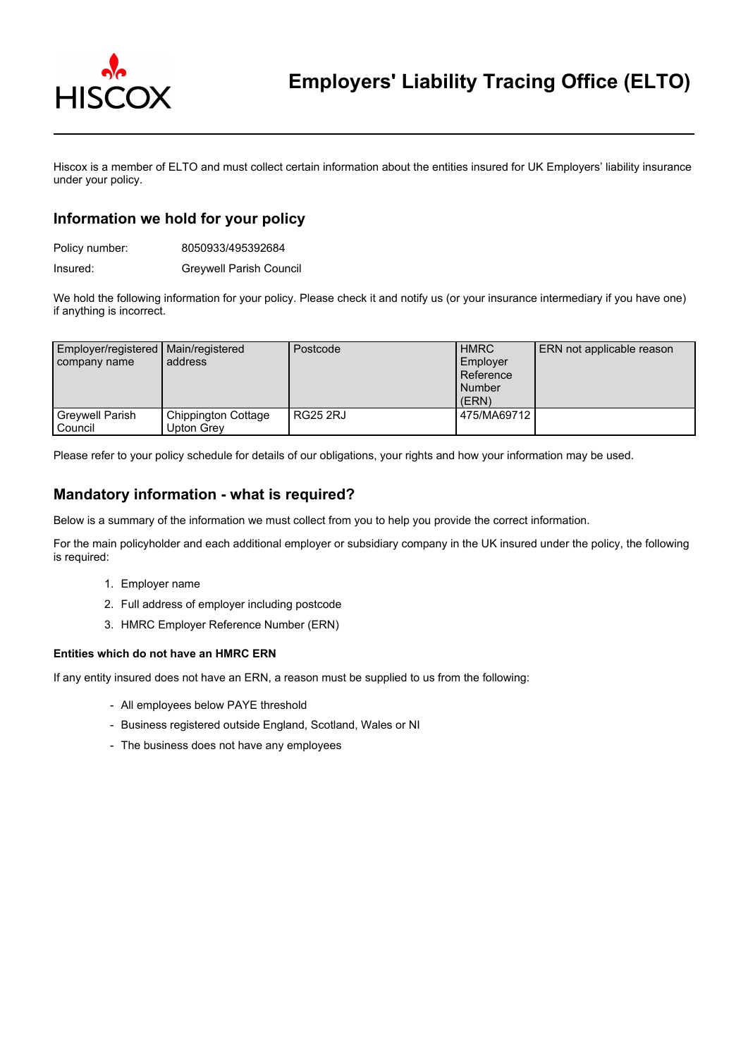HISCOX

# Employers' Liability Tracing Office (ELTO)

Hiscox is a member of ELTO and must collect certain information about the entities insured for UK Employers' liability insurance under your policy.

## Information we hold for your policy

Policy number: 8050933/495392684

Insured: Greywell Parish Council

We hold the following information for your policy. Please check it and notify us (or your insurance intermediary if you have one) if anything is incorrect.

| Employer/registered company name | Main/registered address | Postcode | HMRC Employer Reference Number (ERN) | ERN not applicable reason |
|---|---|---|---|---|
| Greywell Parish Council | Chippington Cottage Upton Grey | RG25 2RJ | 475/MA69712 | |

Please refer to your policy schedule for details of our obligations, your rights and how your information may be used.

## Mandatory information - what is required?

Below is a summary of the information we must collect from you to help you provide the correct information.

For the main policyholder and each additional employer or subsidiary company in the UK insured under the policy, the following is required:

1. Employer name
2. Full address of employer including postcode
3. HMRC Employer Reference Number (ERN)

**Entities which do not have an HMRC ERN**

If any entity insured does not have an ERN, a reason must be supplied to us from the following:

- All employees below PAYE threshold
- Business registered outside England, Scotland, Wales or NI
- The business does not have any employees